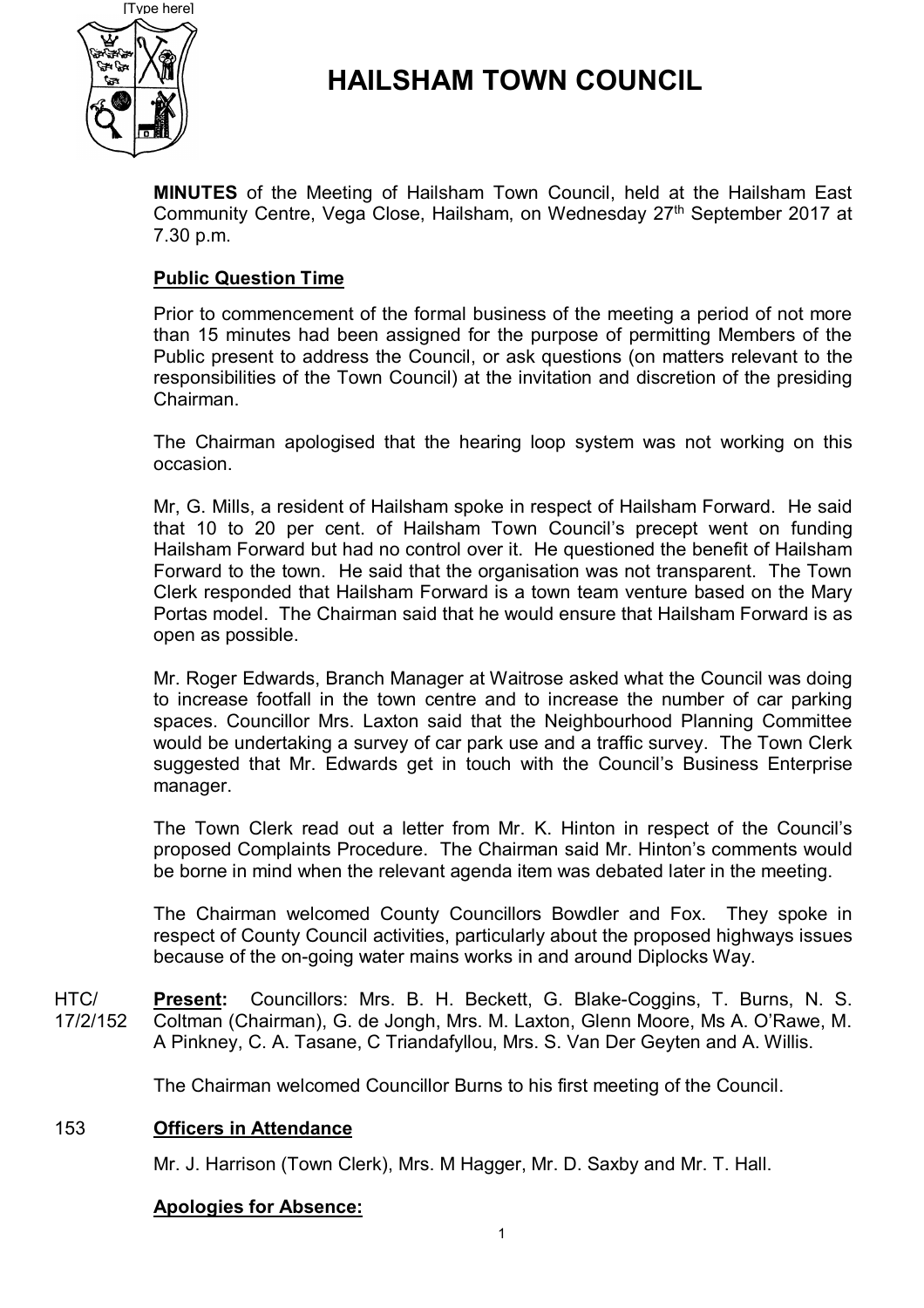[Type here]

# HAILSHAM TOWN COUNCIL

**MINUTES** of the Meeting of Hailsham Town Council, held at the Hailsham East Community Centre, Vega Close, Hailsham, on Wednesday 27th September 2017 at 7.30 p.m.

**Public Question Time**

Prior to commencement of the formal business of the meeting a period of not more than 15 minutes had been assigned for the purpose of permitting Members of the Public present to address the Council, or ask questions (on matters relevant to the responsibilities of the Town Council) at the invitation and discretion of the presiding Chairman.

The Chairman apologised that the hearing loop system was not working on this occasion.

Mr, G. Mills, a resident of Hailsham spoke in respect of Hailsham Forward. He said that 10 to 20 per cent. of Hailsham Town Council's precept went on funding Hailsham Forward but had no control over it. He questioned the benefit of Hailsham Forward to the town. He said that the organisation was not transparent. The Town Clerk responded that Hailsham Forward is a town team venture based on the Mary Portas model. The Chairman said that he would ensure that Hailsham Forward is as open as possible.

Mr. Roger Edwards, Branch Manager at Waitrose asked what the Council was doing to increase footfall in the town centre and to increase the number of car parking spaces. Councillor Mrs. Laxton said that the Neighbourhood Planning Committee would be undertaking a survey of car park use and a traffic survey. The Town Clerk suggested that Mr. Edwards get in touch with the Council's Business Enterprise manager.

The Town Clerk read out a letter from Mr. K. Hinton in respect of the Council's proposed Complaints Procedure. The Chairman said Mr. Hinton's comments would be borne in mind when the relevant agenda item was debated later in the meeting.

The Chairman welcomed County Councillors Bowdler and Fox. They spoke in respect of County Council activities, particularly about the proposed highways issues because of the on-going water mains works in and around Diplocks Way.

HTC/17/2/152 **Present:** Councillors: Mrs. B. H. Beckett, G. Blake-Coggins, T. Burns, N. S. Coltman (Chairman), G. de Jongh, Mrs. M. Laxton, Glenn Moore, Ms A. O'Rawe, M. A Pinkney, C. A. Tasane, C Triandafyllou, Mrs. S. Van Der Geyten and A. Willis.

The Chairman welcomed Councillor Burns to his first meeting of the Council.

153 **Officers in Attendance**

Mr. J. Harrison (Town Clerk), Mrs. M Hagger, Mr. D. Saxby and Mr. T. Hall.

**Apologies for Absence:**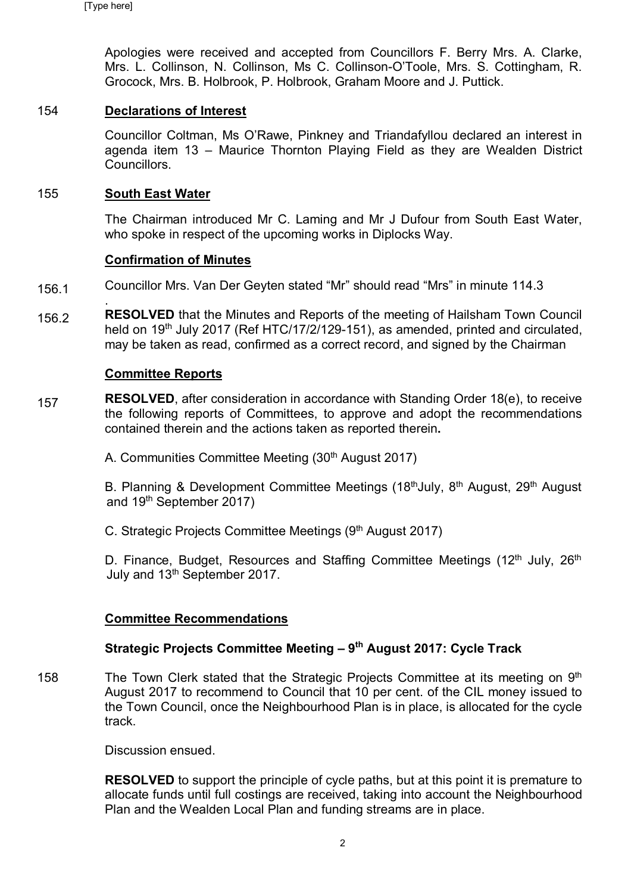Apologies were received and accepted from Councillors F. Berry Mrs. A. Clarke, Mrs. L. Collinson, N. Collinson, Ms C. Collinson-O'Toole, Mrs. S. Cottingham, R. Grocock, Mrs. B. Holbrook, P. Holbrook, Graham Moore and J. Puttick.

154 **Declarations of Interest**

Councillor Coltman, Ms O'Rawe, Pinkney and Triandafyllou declared an interest in agenda item 13 – Maurice Thornton Playing Field as they are Wealden District Councillors.

155 **South East Water**

The Chairman introduced Mr C. Laming and Mr J Dufour from South East Water, who spoke in respect of the upcoming works in Diplocks Way.

**Confirmation of Minutes**

156.1 Councillor Mrs. Van Der Geyten stated "Mr" should read "Mrs" in minute 114.3

.

156.2 **RESOLVED** that the Minutes and Reports of the meeting of Hailsham Town Council held on 19th July 2017 (Ref HTC/17/2/129-151), as amended, printed and circulated, may be taken as read, confirmed as a correct record, and signed by the Chairman

**Committee Reports**

157 **RESOLVED**, after consideration in accordance with Standing Order 18(e), to receive the following reports of Committees, to approve and adopt the recommendations contained therein and the actions taken as reported therein**.**

A. Communities Committee Meeting (30th August 2017)

B. Planning & Development Committee Meetings (18thJuly, 8th August, 29th August and 19th September 2017)

C. Strategic Projects Committee Meetings (9th August 2017)

D. Finance, Budget, Resources and Staffing Committee Meetings (12th July, 26th July and 13th September 2017.

**Committee Recommendations**

**Strategic Projects Committee Meeting – 9th August 2017: Cycle Track**

158 The Town Clerk stated that the Strategic Projects Committee at its meeting on 9th August 2017 to recommend to Council that 10 per cent. of the CIL money issued to the Town Council, once the Neighbourhood Plan is in place, is allocated for the cycle track.

Discussion ensued.

**RESOLVED** to support the principle of cycle paths, but at this point it is premature to allocate funds until full costings are received, taking into account the Neighbourhood Plan and the Wealden Local Plan and funding streams are in place.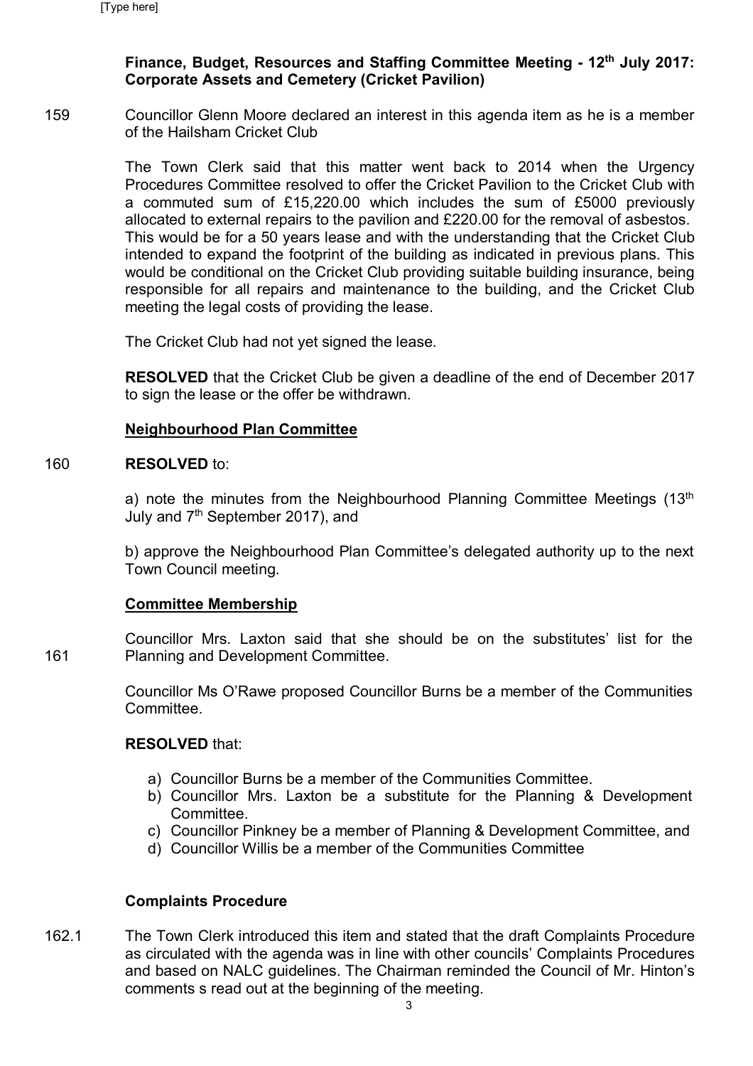**Finance, Budget, Resources and Staffing Committee Meeting - 12th July 2017: Corporate Assets and Cemetery (Cricket Pavilion)**

159 Councillor Glenn Moore declared an interest in this agenda item as he is a member of the Hailsham Cricket Club

The Town Clerk said that this matter went back to 2014 when the Urgency Procedures Committee resolved to offer the Cricket Pavilion to the Cricket Club with a commuted sum of £15,220.00 which includes the sum of £5000 previously allocated to external repairs to the pavilion and £220.00 for the removal of asbestos. This would be for a 50 years lease and with the understanding that the Cricket Club intended to expand the footprint of the building as indicated in previous plans. This would be conditional on the Cricket Club providing suitable building insurance, being responsible for all repairs and maintenance to the building, and the Cricket Club meeting the legal costs of providing the lease.

The Cricket Club had not yet signed the lease.

**RESOLVED** that the Cricket Club be given a deadline of the end of December 2017 to sign the lease or the offer be withdrawn.

**Neighbourhood Plan Committee**

160 **RESOLVED** to:

a) note the minutes from the Neighbourhood Planning Committee Meetings (13th July and 7th September 2017), and

b) approve the Neighbourhood Plan Committee's delegated authority up to the next Town Council meeting.

**Committee Membership**

161 Councillor Mrs. Laxton said that she should be on the substitutes' list for the Planning and Development Committee.

Councillor Ms O'Rawe proposed Councillor Burns be a member of the Communities Committee.

**RESOLVED** that:

a) Councillor Burns be a member of the Communities Committee.
b) Councillor Mrs. Laxton be a substitute for the Planning & Development Committee.
c) Councillor Pinkney be a member of Planning & Development Committee, and
d) Councillor Willis be a member of the Communities Committee

**Complaints Procedure**

162.1 The Town Clerk introduced this item and stated that the draft Complaints Procedure as circulated with the agenda was in line with other councils' Complaints Procedures and based on NALC guidelines. The Chairman reminded the Council of Mr. Hinton's comments s read out at the beginning of the meeting.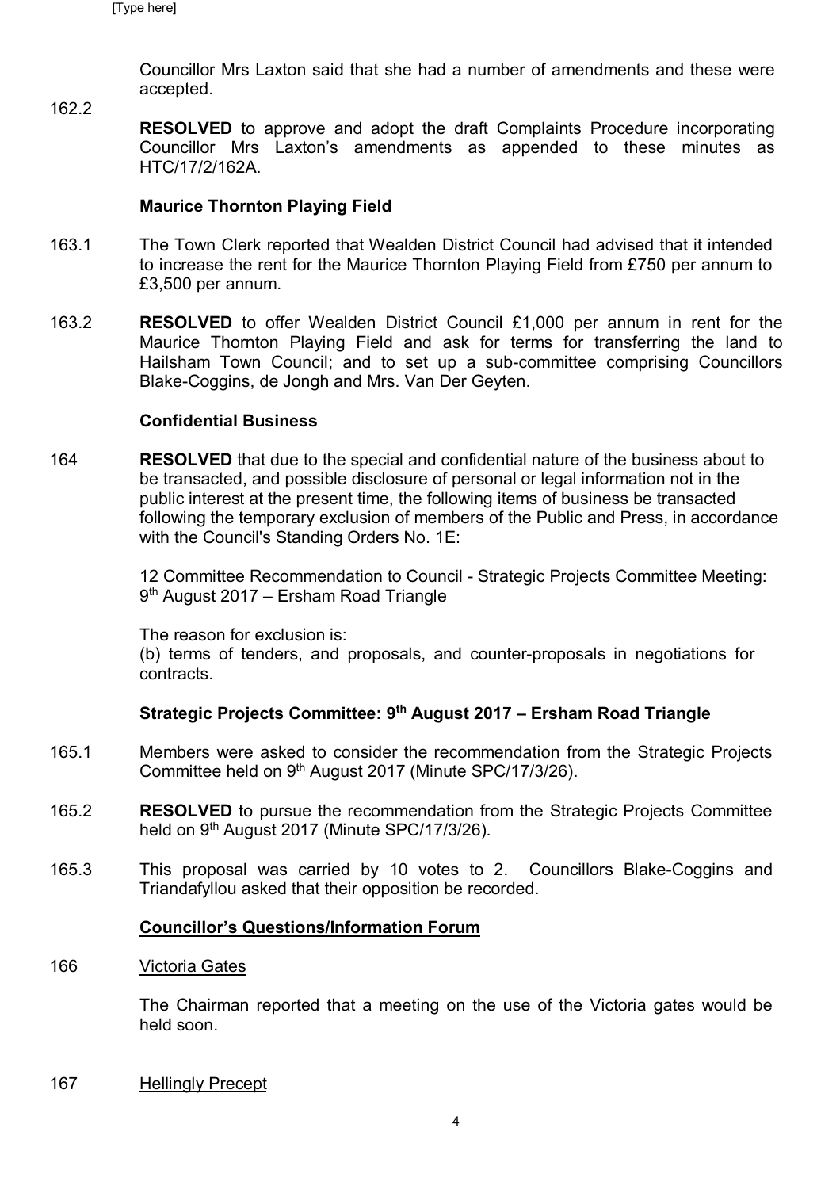Councillor Mrs Laxton said that she had a number of amendments and these were accepted.

162.2 **RESOLVED** to approve and adopt the draft Complaints Procedure incorporating Councillor Mrs Laxton's amendments as appended to these minutes as HTC/17/2/162A.

**Maurice Thornton Playing Field**

163.1 The Town Clerk reported that Wealden District Council had advised that it intended to increase the rent for the Maurice Thornton Playing Field from £750 per annum to £3,500 per annum.

163.2 **RESOLVED** to offer Wealden District Council £1,000 per annum in rent for the Maurice Thornton Playing Field and ask for terms for transferring the land to Hailsham Town Council; and to set up a sub-committee comprising Councillors Blake-Coggins, de Jongh and Mrs. Van Der Geyten.

**Confidential Business**

164 **RESOLVED** that due to the special and confidential nature of the business about to be transacted, and possible disclosure of personal or legal information not in the public interest at the present time, the following items of business be transacted following the temporary exclusion of members of the Public and Press, in accordance with the Council's Standing Orders No. 1E:

12 Committee Recommendation to Council - Strategic Projects Committee Meeting: 9th August 2017 – Ersham Road Triangle

The reason for exclusion is:
(b) terms of tenders, and proposals, and counter-proposals in negotiations for contracts.

**Strategic Projects Committee: 9th August 2017 – Ersham Road Triangle**

165.1 Members were asked to consider the recommendation from the Strategic Projects Committee held on 9th August 2017 (Minute SPC/17/3/26).

165.2 **RESOLVED** to pursue the recommendation from the Strategic Projects Committee held on 9th August 2017 (Minute SPC/17/3/26).

165.3 This proposal was carried by 10 votes to 2. Councillors Blake-Coggins and Triandafyllou asked that their opposition be recorded.

**Councillor's Questions/Information Forum**

166 Victoria Gates

The Chairman reported that a meeting on the use of the Victoria gates would be held soon.

167 Hellingly Precept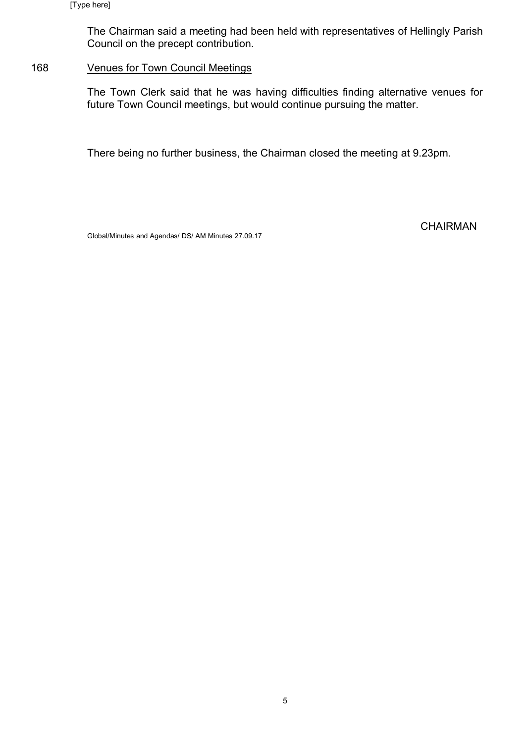The Chairman said a meeting had been held with representatives of Hellingly Parish Council on the precept contribution.

168 Venues for Town Council Meetings

The Town Clerk said that he was having difficulties finding alternative venues for future Town Council meetings, but would continue pursuing the matter.

There being no further business, the Chairman closed the meeting at 9.23pm.

CHAIRMAN

Global/Minutes and Agendas/ DS/ AM Minutes 27.09.17